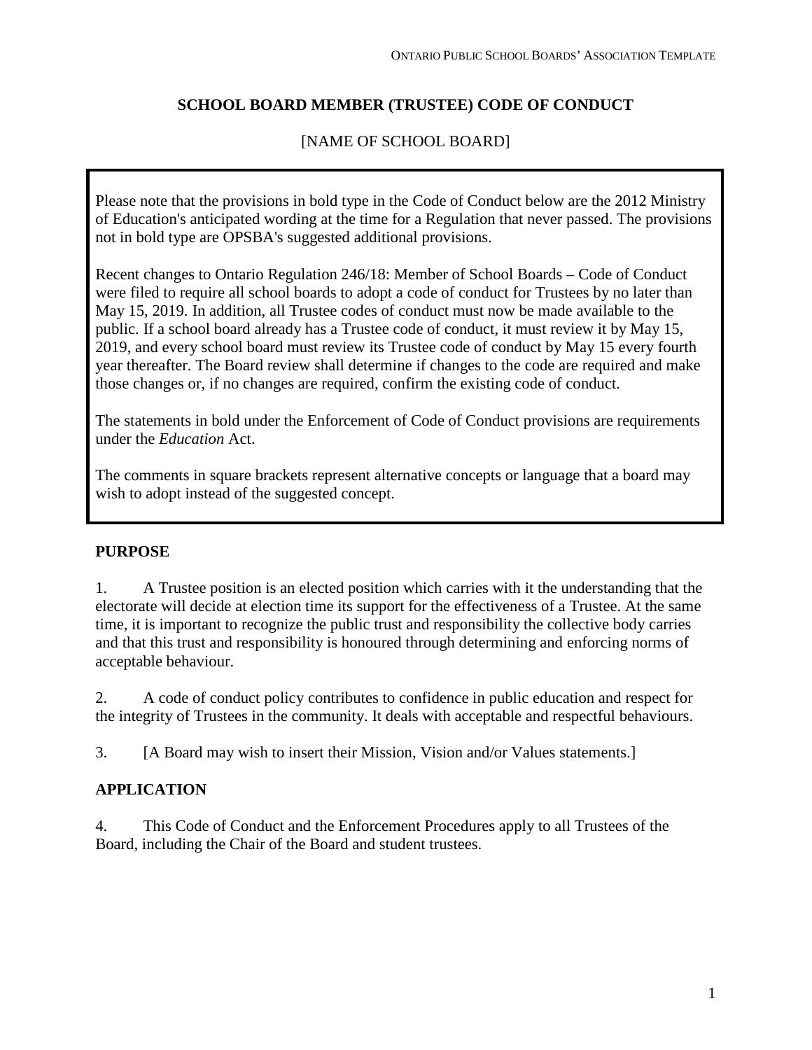# SCHOOL BOARD MEMBER (TRUSTEE) CODE OF CONDUCT

[NAME OF SCHOOL BOARD]

> Please note that the provisions in bold type in the Code of Conduct below are the 2012 Ministry of Education's anticipated wording at the time for a Regulation that never passed. The provisions not in bold type are OPSBA's suggested additional provisions.
>
> Recent changes to Ontario Regulation 246/18: Member of School Boards – Code of Conduct were filed to require all school boards to adopt a code of conduct for Trustees by no later than May 15, 2019. In addition, all Trustee codes of conduct must now be made available to the public. If a school board already has a Trustee code of conduct, it must review it by May 15, 2019, and every school board must review its Trustee code of conduct by May 15 every fourth year thereafter. The Board review shall determine if changes to the code are required and make those changes or, if no changes are required, confirm the existing code of conduct.
>
> The statements in bold under the Enforcement of Code of Conduct provisions are requirements under the *Education* Act.
>
> The comments in square brackets represent alternative concepts or language that a board may wish to adopt instead of the suggested concept.

## PURPOSE

1. A Trustee position is an elected position which carries with it the understanding that the electorate will decide at election time its support for the effectiveness of a Trustee. At the same time, it is important to recognize the public trust and responsibility the collective body carries and that this trust and responsibility is honoured through determining and enforcing norms of acceptable behaviour.

2. A code of conduct policy contributes to confidence in public education and respect for the integrity of Trustees in the community. It deals with acceptable and respectful behaviours.

3. [A Board may wish to insert their Mission, Vision and/or Values statements.]

## APPLICATION

4. This Code of Conduct and the Enforcement Procedures apply to all Trustees of the Board, including the Chair of the Board and student trustees.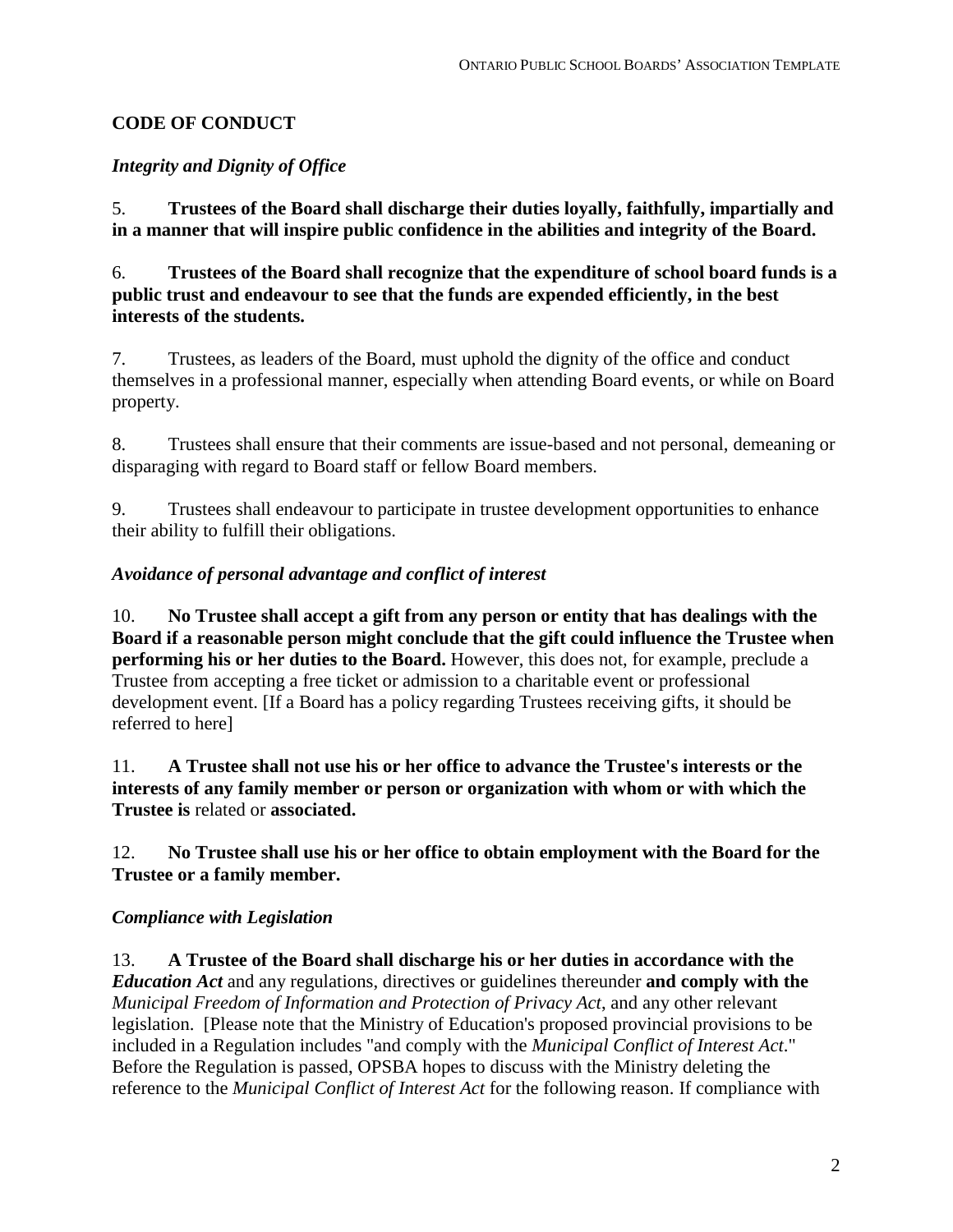## CODE OF CONDUCT

### *Integrity and Dignity of Office*

5. **Trustees of the Board shall discharge their duties loyally, faithfully, impartially and in a manner that will inspire public confidence in the abilities and integrity of the Board.**

6. **Trustees of the Board shall recognize that the expenditure of school board funds is a public trust and endeavour to see that the funds are expended efficiently, in the best interests of the students.**

7. Trustees, as leaders of the Board, must uphold the dignity of the office and conduct themselves in a professional manner, especially when attending Board events, or while on Board property.

8. Trustees shall ensure that their comments are issue-based and not personal, demeaning or disparaging with regard to Board staff or fellow Board members.

9. Trustees shall endeavour to participate in trustee development opportunities to enhance their ability to fulfill their obligations.

### *Avoidance of personal advantage and conflict of interest*

10. **No Trustee shall accept a gift from any person or entity that has dealings with the Board if a reasonable person might conclude that the gift could influence the Trustee when performing his or her duties to the Board.** However, this does not, for example, preclude a Trustee from accepting a free ticket or admission to a charitable event or professional development event. [If a Board has a policy regarding Trustees receiving gifts, it should be referred to here]

11. **A Trustee shall not use his or her office to advance the Trustee's interests or the interests of any family member or person or organization with whom or with which the Trustee is** related or **associated.**

12. **No Trustee shall use his or her office to obtain employment with the Board for the Trustee or a family member.**

### *Compliance with Legislation*

13. **A Trustee of the Board shall discharge his or her duties in accordance with the *Education Act*** and any regulations, directives or guidelines thereunder **and comply with the** *Municipal Freedom of Information and Protection of Privacy Act*, and any other relevant legislation. [Please note that the Ministry of Education's proposed provincial provisions to be included in a Regulation includes "and comply with the *Municipal Conflict of Interest Act*." Before the Regulation is passed, OPSBA hopes to discuss with the Ministry deleting the reference to the *Municipal Conflict of Interest Act* for the following reason. If compliance with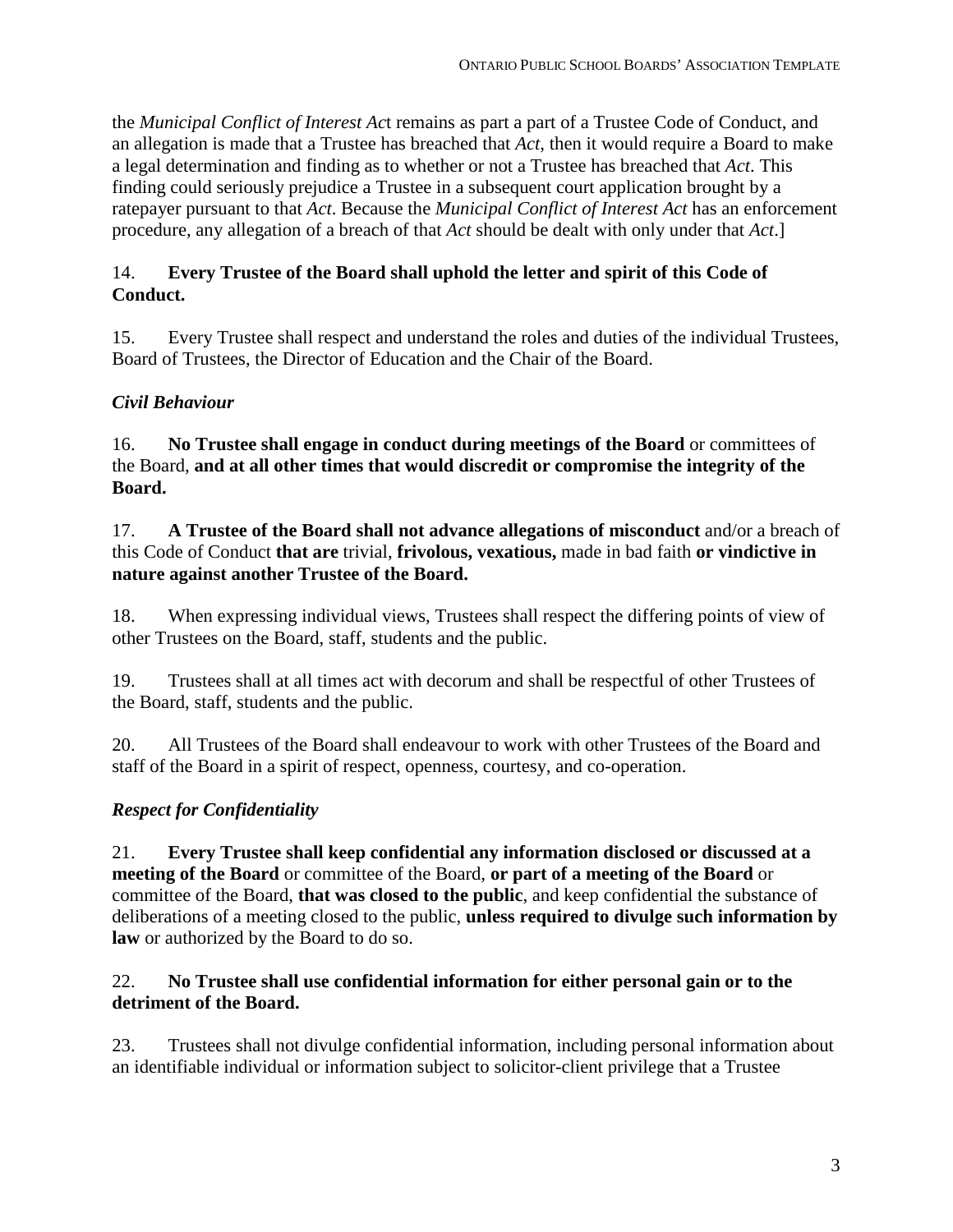the *Municipal Conflict of Interest Ac*t remains as part a part of a Trustee Code of Conduct, and an allegation is made that a Trustee has breached that *Act*, then it would require a Board to make a legal determination and finding as to whether or not a Trustee has breached that *Act*. This finding could seriously prejudice a Trustee in a subsequent court application brought by a ratepayer pursuant to that *Act*. Because the *Municipal Conflict of Interest Act* has an enforcement procedure, any allegation of a breach of that *Act* should be dealt with only under that *Act*.]

14. **Every Trustee of the Board shall uphold the letter and spirit of this Code of Conduct.**

15. Every Trustee shall respect and understand the roles and duties of the individual Trustees, Board of Trustees, the Director of Education and the Chair of the Board.

***Civil Behaviour***

16. **No Trustee shall engage in conduct during meetings of the Board** or committees of the Board, **and at all other times that would discredit or compromise the integrity of the Board.**

17. **A Trustee of the Board shall not advance allegations of misconduct** and/or a breach of this Code of Conduct **that are** trivial, **frivolous, vexatious,** made in bad faith **or vindictive in nature against another Trustee of the Board.**

18. When expressing individual views, Trustees shall respect the differing points of view of other Trustees on the Board, staff, students and the public.

19. Trustees shall at all times act with decorum and shall be respectful of other Trustees of the Board, staff, students and the public.

20. All Trustees of the Board shall endeavour to work with other Trustees of the Board and staff of the Board in a spirit of respect, openness, courtesy, and co-operation.

***Respect for Confidentiality***

21. **Every Trustee shall keep confidential any information disclosed or discussed at a meeting of the Board** or committee of the Board, **or part of a meeting of the Board** or committee of the Board, **that was closed to the public**, and keep confidential the substance of deliberations of a meeting closed to the public, **unless required to divulge such information by law** or authorized by the Board to do so.

22. **No Trustee shall use confidential information for either personal gain or to the detriment of the Board.**

23. Trustees shall not divulge confidential information, including personal information about an identifiable individual or information subject to solicitor-client privilege that a Trustee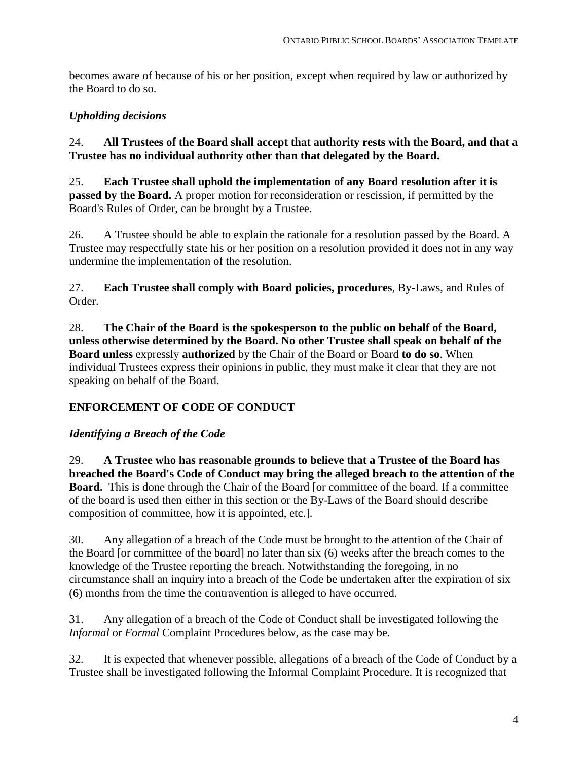becomes aware of because of his or her position, except when required by law or authorized by the Board to do so.

### *Upholding decisions*

24. **All Trustees of the Board shall accept that authority rests with the Board, and that a Trustee has no individual authority other than that delegated by the Board.**

25. **Each Trustee shall uphold the implementation of any Board resolution after it is passed by the Board.** A proper motion for reconsideration or rescission, if permitted by the Board's Rules of Order, can be brought by a Trustee.

26. A Trustee should be able to explain the rationale for a resolution passed by the Board. A Trustee may respectfully state his or her position on a resolution provided it does not in any way undermine the implementation of the resolution.

27. **Each Trustee shall comply with Board policies, procedures**, By-Laws, and Rules of Order.

28. **The Chair of the Board is the spokesperson to the public on behalf of the Board, unless otherwise determined by the Board. No other Trustee shall speak on behalf of the Board unless** expressly **authorized** by the Chair of the Board or Board **to do so**. When individual Trustees express their opinions in public, they must make it clear that they are not speaking on behalf of the Board.

## ENFORCEMENT OF CODE OF CONDUCT

### *Identifying a Breach of the Code*

29. **A Trustee who has reasonable grounds to believe that a Trustee of the Board has breached the Board's Code of Conduct may bring the alleged breach to the attention of the Board.** This is done through the Chair of the Board [or committee of the board. If a committee of the board is used then either in this section or the By-Laws of the Board should describe composition of committee, how it is appointed, etc.].

30. Any allegation of a breach of the Code must be brought to the attention of the Chair of the Board [or committee of the board] no later than six (6) weeks after the breach comes to the knowledge of the Trustee reporting the breach. Notwithstanding the foregoing, in no circumstance shall an inquiry into a breach of the Code be undertaken after the expiration of six (6) months from the time the contravention is alleged to have occurred.

31. Any allegation of a breach of the Code of Conduct shall be investigated following the *Informal* or *Formal* Complaint Procedures below, as the case may be.

32. It is expected that whenever possible, allegations of a breach of the Code of Conduct by a Trustee shall be investigated following the Informal Complaint Procedure. It is recognized that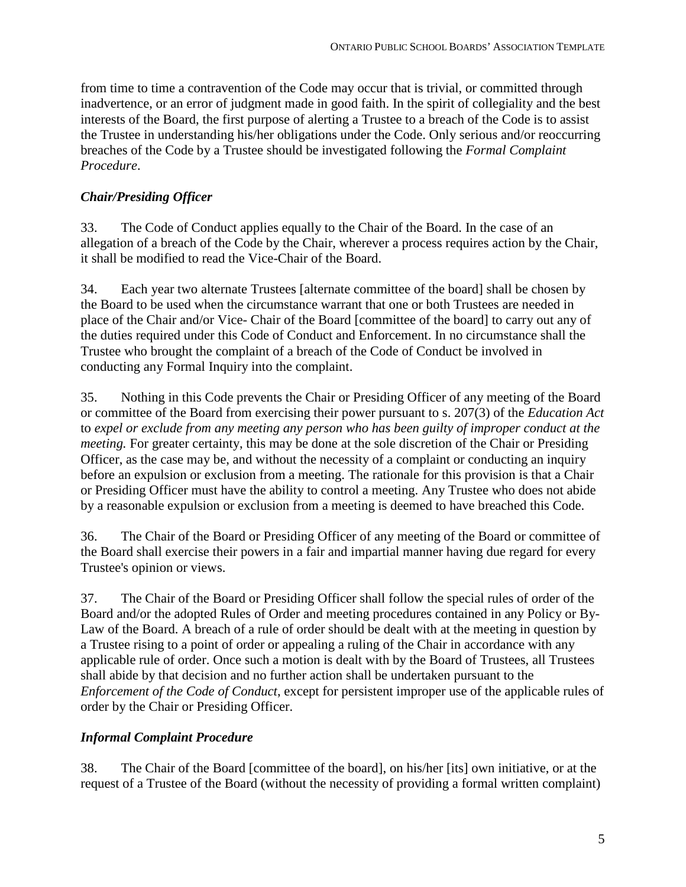from time to time a contravention of the Code may occur that is trivial, or committed through inadvertence, or an error of judgment made in good faith. In the spirit of collegiality and the best interests of the Board, the first purpose of alerting a Trustee to a breach of the Code is to assist the Trustee in understanding his/her obligations under the Code. Only serious and/or reoccurring breaches of the Code by a Trustee should be investigated following the *Formal Complaint Procedure*.

### *Chair/Presiding Officer*

33. The Code of Conduct applies equally to the Chair of the Board. In the case of an allegation of a breach of the Code by the Chair, wherever a process requires action by the Chair, it shall be modified to read the Vice-Chair of the Board.

34. Each year two alternate Trustees [alternate committee of the board] shall be chosen by the Board to be used when the circumstance warrant that one or both Trustees are needed in place of the Chair and/or Vice- Chair of the Board [committee of the board] to carry out any of the duties required under this Code of Conduct and Enforcement. In no circumstance shall the Trustee who brought the complaint of a breach of the Code of Conduct be involved in conducting any Formal Inquiry into the complaint.

35. Nothing in this Code prevents the Chair or Presiding Officer of any meeting of the Board or committee of the Board from exercising their power pursuant to s. 207(3) of the *Education Act* to *expel or exclude from any meeting any person who has been guilty of improper conduct at the meeting.* For greater certainty, this may be done at the sole discretion of the Chair or Presiding Officer, as the case may be, and without the necessity of a complaint or conducting an inquiry before an expulsion or exclusion from a meeting. The rationale for this provision is that a Chair or Presiding Officer must have the ability to control a meeting. Any Trustee who does not abide by a reasonable expulsion or exclusion from a meeting is deemed to have breached this Code.

36. The Chair of the Board or Presiding Officer of any meeting of the Board or committee of the Board shall exercise their powers in a fair and impartial manner having due regard for every Trustee's opinion or views.

37. The Chair of the Board or Presiding Officer shall follow the special rules of order of the Board and/or the adopted Rules of Order and meeting procedures contained in any Policy or By-Law of the Board. A breach of a rule of order should be dealt with at the meeting in question by a Trustee rising to a point of order or appealing a ruling of the Chair in accordance with any applicable rule of order. Once such a motion is dealt with by the Board of Trustees, all Trustees shall abide by that decision and no further action shall be undertaken pursuant to the *Enforcement of the Code of Conduct*, except for persistent improper use of the applicable rules of order by the Chair or Presiding Officer.

### *Informal Complaint Procedure*

38. The Chair of the Board [committee of the board], on his/her [its] own initiative, or at the request of a Trustee of the Board (without the necessity of providing a formal written complaint)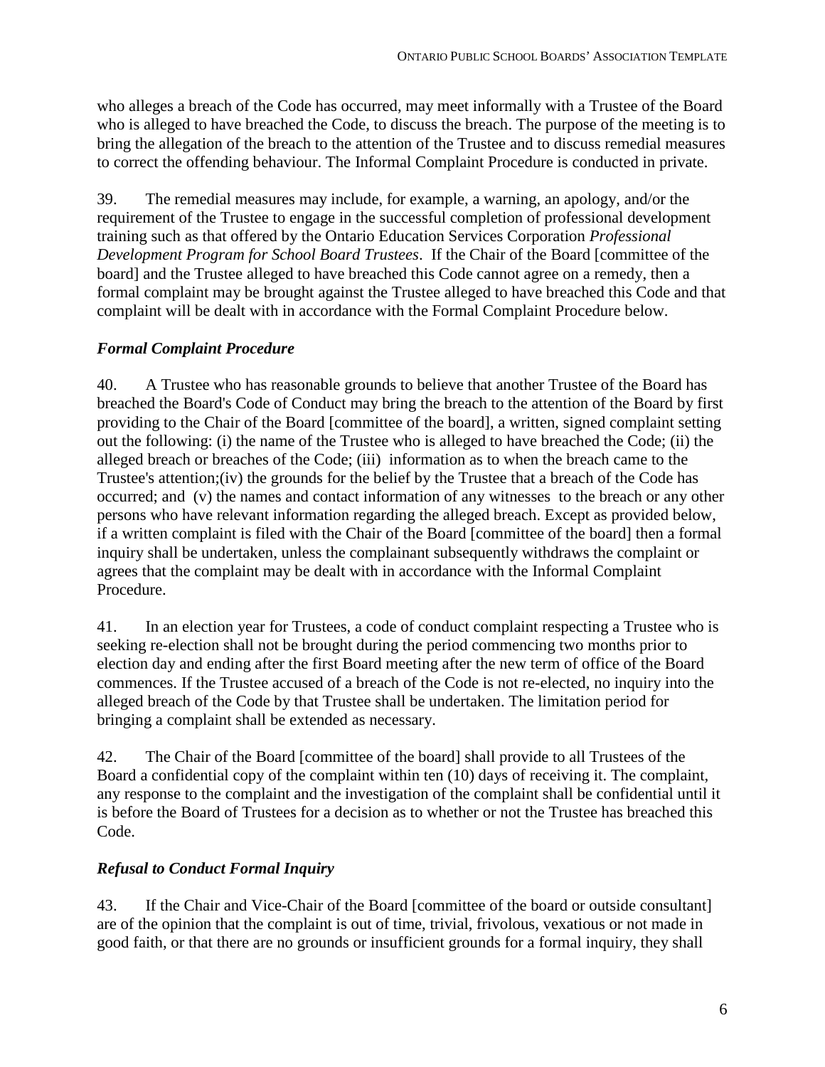who alleges a breach of the Code has occurred, may meet informally with a Trustee of the Board who is alleged to have breached the Code, to discuss the breach. The purpose of the meeting is to bring the allegation of the breach to the attention of the Trustee and to discuss remedial measures to correct the offending behaviour. The Informal Complaint Procedure is conducted in private.

39. The remedial measures may include, for example, a warning, an apology, and/or the requirement of the Trustee to engage in the successful completion of professional development training such as that offered by the Ontario Education Services Corporation *Professional Development Program for School Board Trustees*. If the Chair of the Board [committee of the board] and the Trustee alleged to have breached this Code cannot agree on a remedy, then a formal complaint may be brought against the Trustee alleged to have breached this Code and that complaint will be dealt with in accordance with the Formal Complaint Procedure below.

### *Formal Complaint Procedure*

40. A Trustee who has reasonable grounds to believe that another Trustee of the Board has breached the Board's Code of Conduct may bring the breach to the attention of the Board by first providing to the Chair of the Board [committee of the board], a written, signed complaint setting out the following: (i) the name of the Trustee who is alleged to have breached the Code; (ii) the alleged breach or breaches of the Code; (iii) information as to when the breach came to the Trustee's attention;(iv) the grounds for the belief by the Trustee that a breach of the Code has occurred; and (v) the names and contact information of any witnesses to the breach or any other persons who have relevant information regarding the alleged breach. Except as provided below, if a written complaint is filed with the Chair of the Board [committee of the board] then a formal inquiry shall be undertaken, unless the complainant subsequently withdraws the complaint or agrees that the complaint may be dealt with in accordance with the Informal Complaint Procedure.

41. In an election year for Trustees, a code of conduct complaint respecting a Trustee who is seeking re-election shall not be brought during the period commencing two months prior to election day and ending after the first Board meeting after the new term of office of the Board commences. If the Trustee accused of a breach of the Code is not re-elected, no inquiry into the alleged breach of the Code by that Trustee shall be undertaken. The limitation period for bringing a complaint shall be extended as necessary.

42. The Chair of the Board [committee of the board] shall provide to all Trustees of the Board a confidential copy of the complaint within ten (10) days of receiving it. The complaint, any response to the complaint and the investigation of the complaint shall be confidential until it is before the Board of Trustees for a decision as to whether or not the Trustee has breached this Code.

### *Refusal to Conduct Formal Inquiry*

43. If the Chair and Vice-Chair of the Board [committee of the board or outside consultant] are of the opinion that the complaint is out of time, trivial, frivolous, vexatious or not made in good faith, or that there are no grounds or insufficient grounds for a formal inquiry, they shall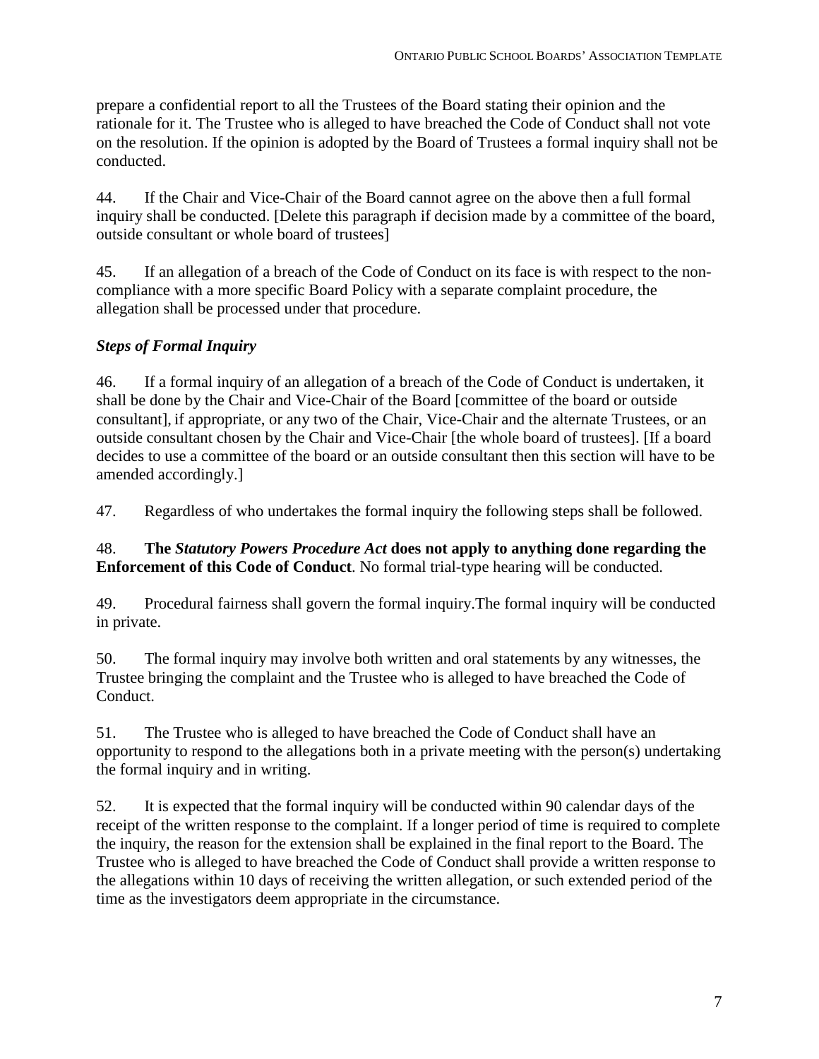prepare a confidential report to all the Trustees of the Board stating their opinion and the rationale for it. The Trustee who is alleged to have breached the Code of Conduct shall not vote on the resolution. If the opinion is adopted by the Board of Trustees a formal inquiry shall not be conducted.

44. If the Chair and Vice-Chair of the Board cannot agree on the above then a full formal inquiry shall be conducted. [Delete this paragraph if decision made by a committee of the board, outside consultant or whole board of trustees]

45. If an allegation of a breach of the Code of Conduct on its face is with respect to the non-compliance with a more specific Board Policy with a separate complaint procedure, the allegation shall be processed under that procedure.

### *Steps of Formal Inquiry*

46. If a formal inquiry of an allegation of a breach of the Code of Conduct is undertaken, it shall be done by the Chair and Vice-Chair of the Board [committee of the board or outside consultant], if appropriate, or any two of the Chair, Vice-Chair and the alternate Trustees, or an outside consultant chosen by the Chair and Vice-Chair [the whole board of trustees]. [If a board decides to use a committee of the board or an outside consultant then this section will have to be amended accordingly.]

47. Regardless of who undertakes the formal inquiry the following steps shall be followed.

48. **The *Statutory Powers Procedure Act* does not apply to anything done regarding the Enforcement of this Code of Conduct**. No formal trial-type hearing will be conducted.

49. Procedural fairness shall govern the formal inquiry.The formal inquiry will be conducted in private.

50. The formal inquiry may involve both written and oral statements by any witnesses, the Trustee bringing the complaint and the Trustee who is alleged to have breached the Code of Conduct.

51. The Trustee who is alleged to have breached the Code of Conduct shall have an opportunity to respond to the allegations both in a private meeting with the person(s) undertaking the formal inquiry and in writing.

52. It is expected that the formal inquiry will be conducted within 90 calendar days of the receipt of the written response to the complaint. If a longer period of time is required to complete the inquiry, the reason for the extension shall be explained in the final report to the Board. The Trustee who is alleged to have breached the Code of Conduct shall provide a written response to the allegations within 10 days of receiving the written allegation, or such extended period of the time as the investigators deem appropriate in the circumstance.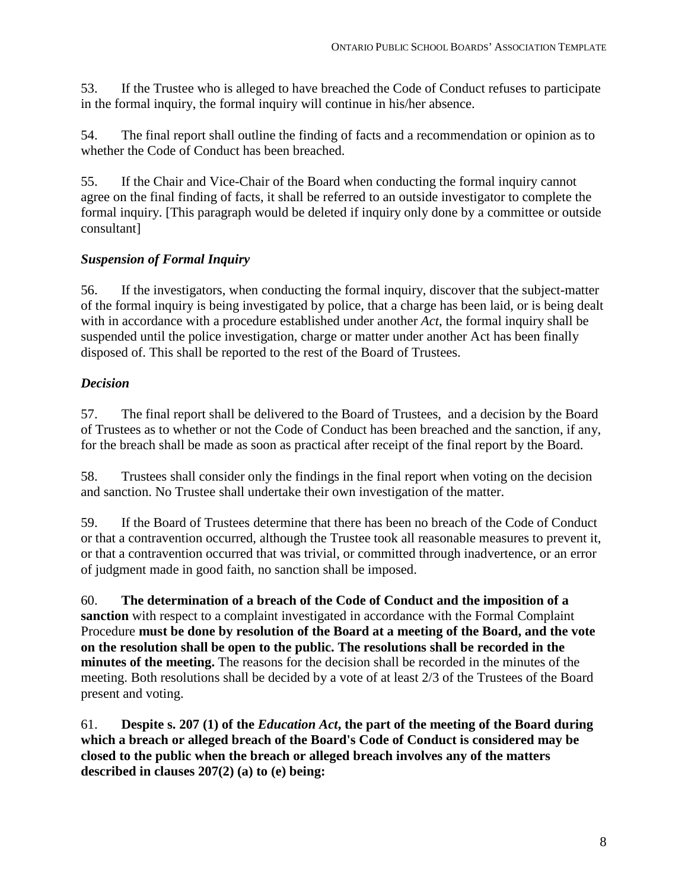53. If the Trustee who is alleged to have breached the Code of Conduct refuses to participate in the formal inquiry, the formal inquiry will continue in his/her absence.

54. The final report shall outline the finding of facts and a recommendation or opinion as to whether the Code of Conduct has been breached.

55. If the Chair and Vice-Chair of the Board when conducting the formal inquiry cannot agree on the final finding of facts, it shall be referred to an outside investigator to complete the formal inquiry. [This paragraph would be deleted if inquiry only done by a committee or outside consultant]

### *Suspension of Formal Inquiry*

56. If the investigators, when conducting the formal inquiry, discover that the subject-matter of the formal inquiry is being investigated by police, that a charge has been laid, or is being dealt with in accordance with a procedure established under another *Act*, the formal inquiry shall be suspended until the police investigation, charge or matter under another Act has been finally disposed of. This shall be reported to the rest of the Board of Trustees.

### *Decision*

57. The final report shall be delivered to the Board of Trustees, and a decision by the Board of Trustees as to whether or not the Code of Conduct has been breached and the sanction, if any, for the breach shall be made as soon as practical after receipt of the final report by the Board.

58. Trustees shall consider only the findings in the final report when voting on the decision and sanction. No Trustee shall undertake their own investigation of the matter.

59. If the Board of Trustees determine that there has been no breach of the Code of Conduct or that a contravention occurred, although the Trustee took all reasonable measures to prevent it, or that a contravention occurred that was trivial, or committed through inadvertence, or an error of judgment made in good faith, no sanction shall be imposed.

60. **The determination of a breach of the Code of Conduct and the imposition of a sanction** with respect to a complaint investigated in accordance with the Formal Complaint Procedure **must be done by resolution of the Board at a meeting of the Board, and the vote on the resolution shall be open to the public. The resolutions shall be recorded in the minutes of the meeting.** The reasons for the decision shall be recorded in the minutes of the meeting. Both resolutions shall be decided by a vote of at least 2/3 of the Trustees of the Board present and voting.

61. **Despite s. 207 (1) of the *Education Act*, the part of the meeting of the Board during which a breach or alleged breach of the Board's Code of Conduct is considered may be closed to the public when the breach or alleged breach involves any of the matters described in clauses 207(2) (a) to (e) being:**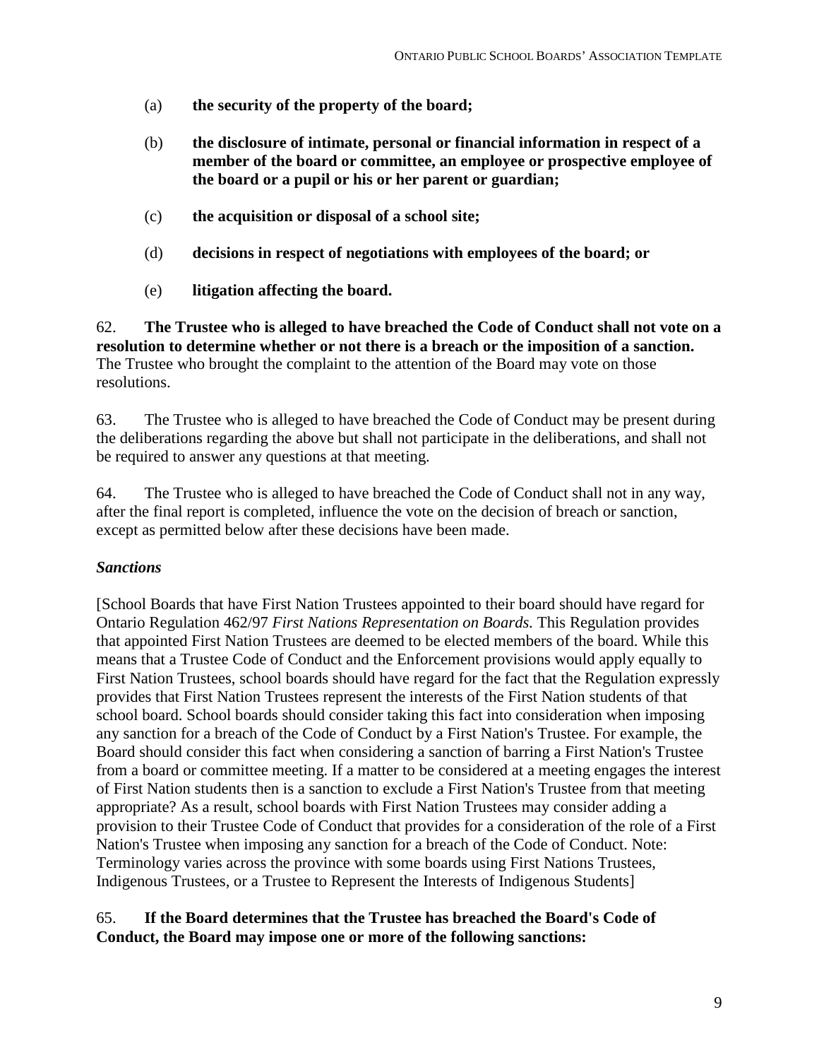(a) **the security of the property of the board;**

(b) **the disclosure of intimate, personal or financial information in respect of a member of the board or committee, an employee or prospective employee of the board or a pupil or his or her parent or guardian;**

(c) **the acquisition or disposal of a school site;**

(d) **decisions in respect of negotiations with employees of the board; or**

(e) **litigation affecting the board.**

62. **The Trustee who is alleged to have breached the Code of Conduct shall not vote on a resolution to determine whether or not there is a breach or the imposition of a sanction.** The Trustee who brought the complaint to the attention of the Board may vote on those resolutions.

63. The Trustee who is alleged to have breached the Code of Conduct may be present during the deliberations regarding the above but shall not participate in the deliberations, and shall not be required to answer any questions at that meeting.

64. The Trustee who is alleged to have breached the Code of Conduct shall not in any way, after the final report is completed, influence the vote on the decision of breach or sanction, except as permitted below after these decisions have been made.

***Sanctions***

[School Boards that have First Nation Trustees appointed to their board should have regard for Ontario Regulation 462/97 *First Nations Representation on Boards*. This Regulation provides that appointed First Nation Trustees are deemed to be elected members of the board. While this means that a Trustee Code of Conduct and the Enforcement provisions would apply equally to First Nation Trustees, school boards should have regard for the fact that the Regulation expressly provides that First Nation Trustees represent the interests of the First Nation students of that school board. School boards should consider taking this fact into consideration when imposing any sanction for a breach of the Code of Conduct by a First Nation's Trustee. For example, the Board should consider this fact when considering a sanction of barring a First Nation's Trustee from a board or committee meeting. If a matter to be considered at a meeting engages the interest of First Nation students then is a sanction to exclude a First Nation's Trustee from that meeting appropriate? As a result, school boards with First Nation Trustees may consider adding a provision to their Trustee Code of Conduct that provides for a consideration of the role of a First Nation's Trustee when imposing any sanction for a breach of the Code of Conduct. Note: Terminology varies across the province with some boards using First Nations Trustees, Indigenous Trustees, or a Trustee to Represent the Interests of Indigenous Students]

65. **If the Board determines that the Trustee has breached the Board's Code of Conduct, the Board may impose one or more of the following sanctions:**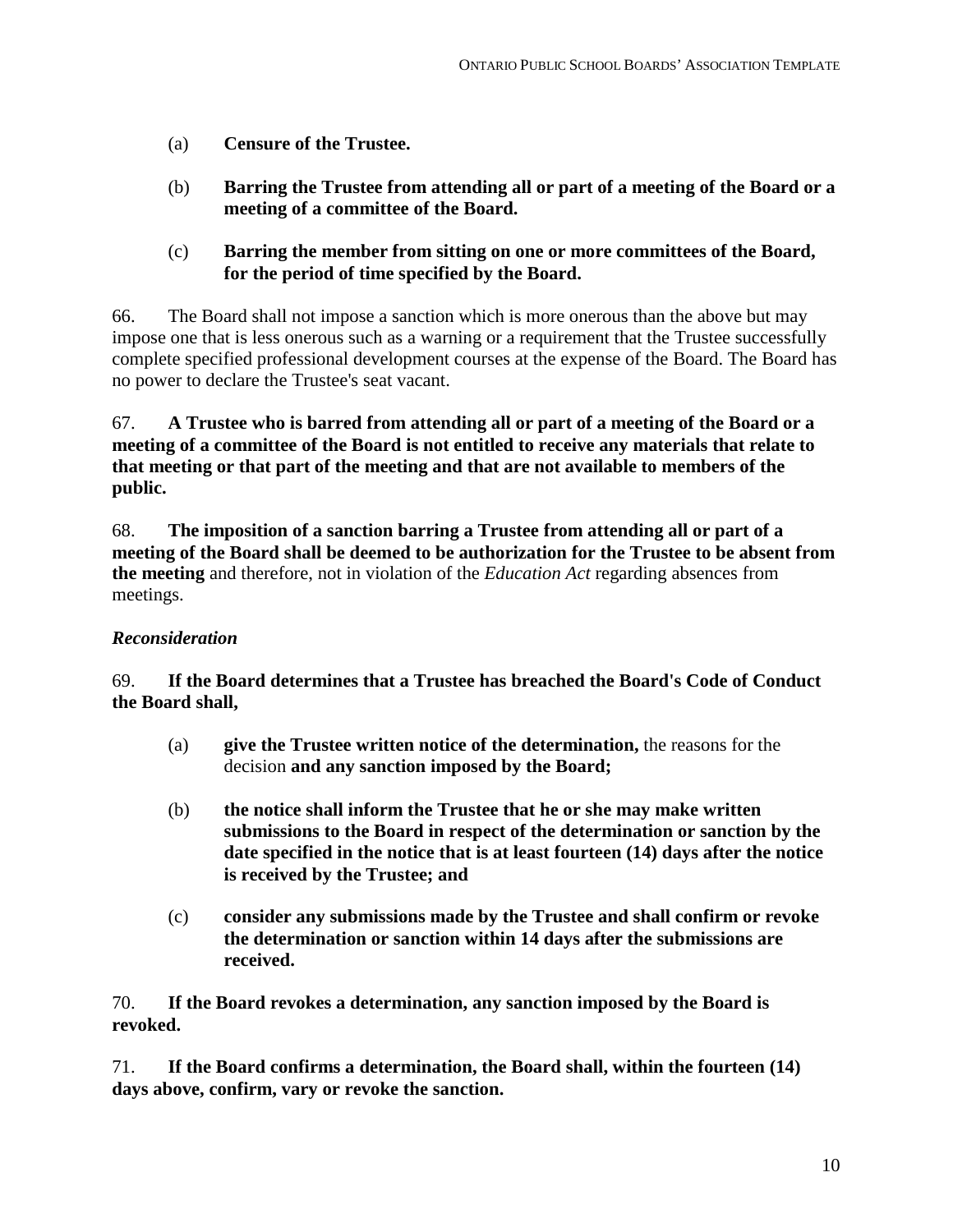(a) **Censure of the Trustee.**

(b) **Barring the Trustee from attending all or part of a meeting of the Board or a meeting of a committee of the Board.**

(c) **Barring the member from sitting on one or more committees of the Board, for the period of time specified by the Board.**

66. The Board shall not impose a sanction which is more onerous than the above but may impose one that is less onerous such as a warning or a requirement that the Trustee successfully complete specified professional development courses at the expense of the Board. The Board has no power to declare the Trustee's seat vacant.

67. **A Trustee who is barred from attending all or part of a meeting of the Board or a meeting of a committee of the Board is not entitled to receive any materials that relate to that meeting or that part of the meeting and that are not available to members of the public.**

68. **The imposition of a sanction barring a Trustee from attending all or part of a meeting of the Board shall be deemed to be authorization for the Trustee to be absent from the meeting** and therefore, not in violation of the *Education Act* regarding absences from meetings.

***Reconsideration***

69. **If the Board determines that a Trustee has breached the Board's Code of Conduct the Board shall,**

(a) **give the Trustee written notice of the determination,** the reasons for the decision **and any sanction imposed by the Board;**

(b) **the notice shall inform the Trustee that he or she may make written submissions to the Board in respect of the determination or sanction by the date specified in the notice that is at least fourteen (14) days after the notice is received by the Trustee; and**

(c) **consider any submissions made by the Trustee and shall confirm or revoke the determination or sanction within 14 days after the submissions are received.**

70. **If the Board revokes a determination, any sanction imposed by the Board is revoked.**

71. **If the Board confirms a determination, the Board shall, within the fourteen (14) days above, confirm, vary or revoke the sanction.**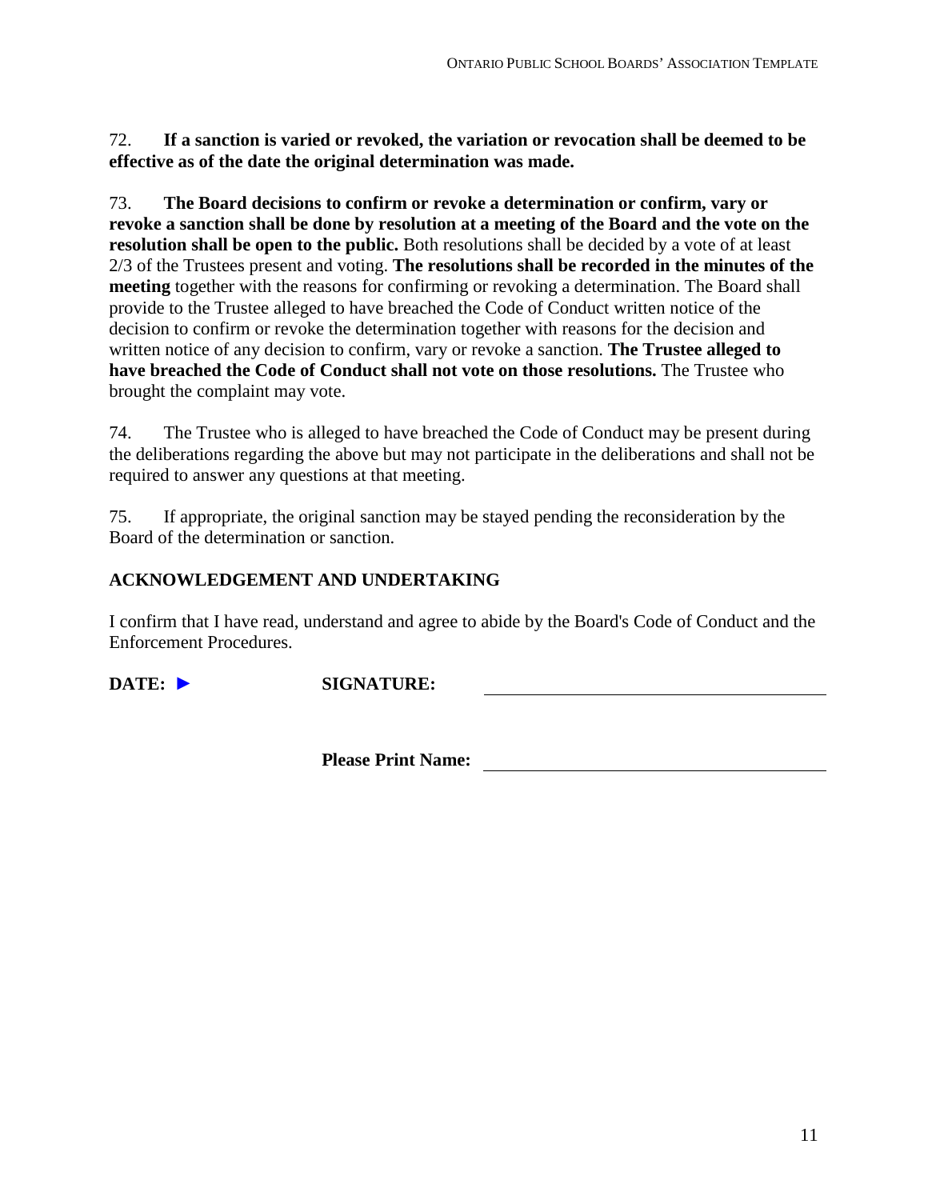72. **If a sanction is varied or revoked, the variation or revocation shall be deemed to be effective as of the date the original determination was made.**

73. **The Board decisions to confirm or revoke a determination or confirm, vary or revoke a sanction shall be done by resolution at a meeting of the Board and the vote on the resolution shall be open to the public.** Both resolutions shall be decided by a vote of at least 2/3 of the Trustees present and voting. **The resolutions shall be recorded in the minutes of the meeting** together with the reasons for confirming or revoking a determination. The Board shall provide to the Trustee alleged to have breached the Code of Conduct written notice of the decision to confirm or revoke the determination together with reasons for the decision and written notice of any decision to confirm, vary or revoke a sanction. **The Trustee alleged to have breached the Code of Conduct shall not vote on those resolutions.** The Trustee who brought the complaint may vote.

74. The Trustee who is alleged to have breached the Code of Conduct may be present during the deliberations regarding the above but may not participate in the deliberations and shall not be required to answer any questions at that meeting.

75. If appropriate, the original sanction may be stayed pending the reconsideration by the Board of the determination or sanction.

**ACKNOWLEDGEMENT AND UNDERTAKING**

I confirm that I have read, understand and agree to abide by the Board's Code of Conduct and the Enforcement Procedures.

**DATE:** ► **SIGNATURE:** ______________________________

**Please Print Name:** ______________________________